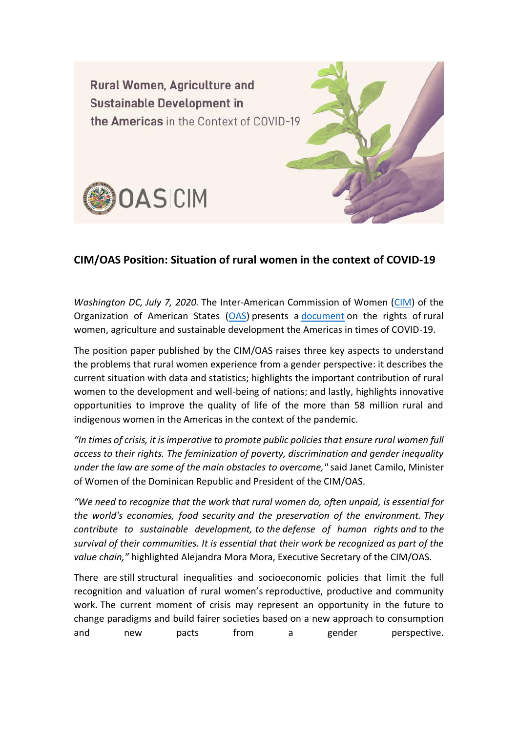Rural Women, Agriculture and Sustainable Development in **the Americas** in the Context of COVID-19

OAS | CIM

## CIM/OAS Position: Situation of rural women in the context of COVID-19

*Washington DC, July 7, 2020.* The Inter-American Commission of Women (CIM) of the Organization of American States (OAS) presents a document on the rights of rural women, agriculture and sustainable development the Americas in times of COVID-19.

The position paper published by the CIM/OAS raises three key aspects to understand the problems that rural women experience from a gender perspective: it describes the current situation with data and statistics; highlights the important contribution of rural women to the development and well-being of nations; and lastly, highlights innovative opportunities to improve the quality of life of the more than 58 million rural and indigenous women in the Americas in the context of the pandemic.

*"In times of crisis, it is imperative to promote public policies that ensure rural women full access to their rights. The feminization of poverty, discrimination and gender inequality under the law are some of the main obstacles to overcome,"* said Janet Camilo, Minister of Women of the Dominican Republic and President of the CIM/OAS.

*"We need to recognize that the work that rural women do, often unpaid, is essential for the world's economies, food security and the preservation of the environment. They contribute to sustainable development, to the defense of human rights and to the survival of their communities. It is essential that their work be recognized as part of the value chain,"* highlighted Alejandra Mora Mora, Executive Secretary of the CIM/OAS.

There are still structural inequalities and socioeconomic policies that limit the full recognition and valuation of rural women's reproductive, productive and community work. The current moment of crisis may represent an opportunity in the future to change paradigms and build fairer societies based on a new approach to consumption and new pacts from a gender perspective.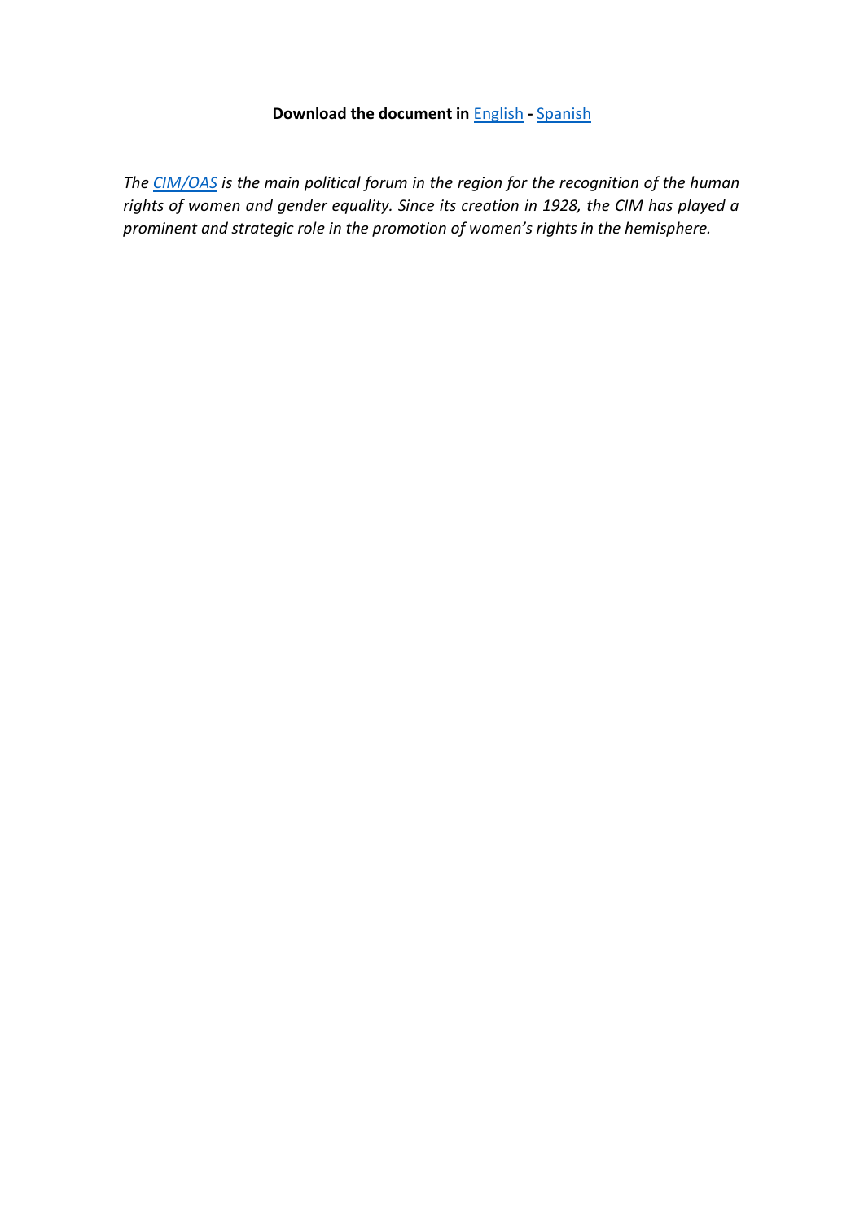**Download the document in** English **-** Spanish

*The CIM/OAS is the main political forum in the region for the recognition of the human rights of women and gender equality. Since its creation in 1928, the CIM has played a prominent and strategic role in the promotion of women's rights in the hemisphere.*